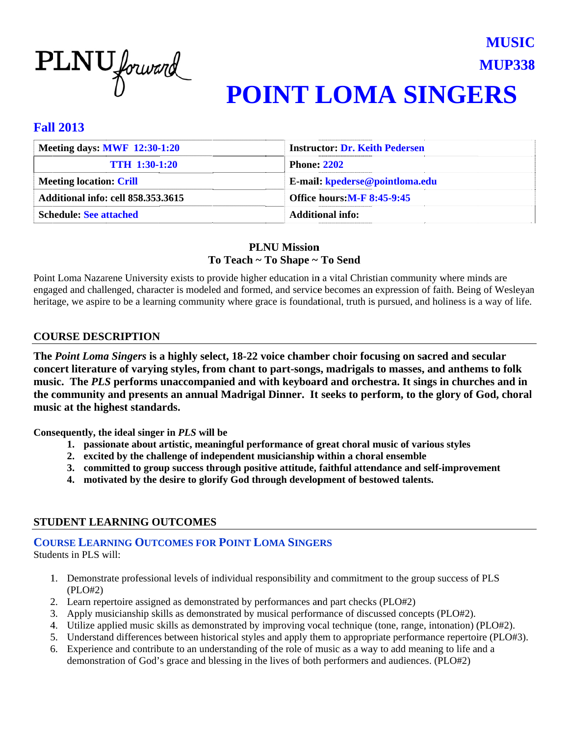PLNU forward

**MUSIC**

**MUP338**

# POINT LOMA SINGERS

## Fall 2013

| | |
|---|---|
| **Meeting days: MWF 12:30-1:20** | **Instructor: Dr. Keith Pedersen** |
| **TTH 1:30-1:20** | **Phone: 2202** |
| **Meeting location: Crill** | **E-mail: kpederse@pointloma.edu** |
| **Additional info: cell 858.353.3615** | **Office hours: M-F 8:45-9:45** |
| **Schedule: See attached** | **Additional info:** |

**PLNU Mission**
**To Teach ~ To Shape ~ To Send**

Point Loma Nazarene University exists to provide higher education in a vital Christian community where minds are engaged and challenged, character is modeled and formed, and service becomes an expression of faith. Being of Wesleyan heritage, we aspire to be a learning community where grace is foundational, truth is pursued, and holiness is a way of life.

## COURSE DESCRIPTION

**The *Point Loma Singers* is a highly select, 18-22 voice chamber choir focusing on sacred and secular concert literature of varying styles, from chant to part-songs, madrigals to masses, and anthems to folk music. The *PLS* performs unaccompanied and with keyboard and orchestra. It sings in churches and in the community and presents an annual Madrigal Dinner. It seeks to perform, to the glory of God, choral music at the highest standards.**

**Consequently, the ideal singer in *PLS* will be**

1. **passionate about artistic, meaningful performance of great choral music of various styles**
2. **excited by the challenge of independent musicianship within a choral ensemble**
3. **committed to group success through positive attitude, faithful attendance and self-improvement**
4. **motivated by the desire to glorify God through development of bestowed talents.**

## STUDENT LEARNING OUTCOMES

### COURSE LEARNING OUTCOMES FOR POINT LOMA SINGERS

Students in PLS will:

1. Demonstrate professional levels of individual responsibility and commitment to the group success of PLS (PLO#2)
2. Learn repertoire assigned as demonstrated by performances and part checks (PLO#2)
3. Apply musicianship skills as demonstrated by musical performance of discussed concepts (PLO#2).
4. Utilize applied music skills as demonstrated by improving vocal technique (tone, range, intonation) (PLO#2).
5. Understand differences between historical styles and apply them to appropriate performance repertoire (PLO#3).
6. Experience and contribute to an understanding of the role of music as a way to add meaning to life and a demonstration of God's grace and blessing in the lives of both performers and audiences. (PLO#2)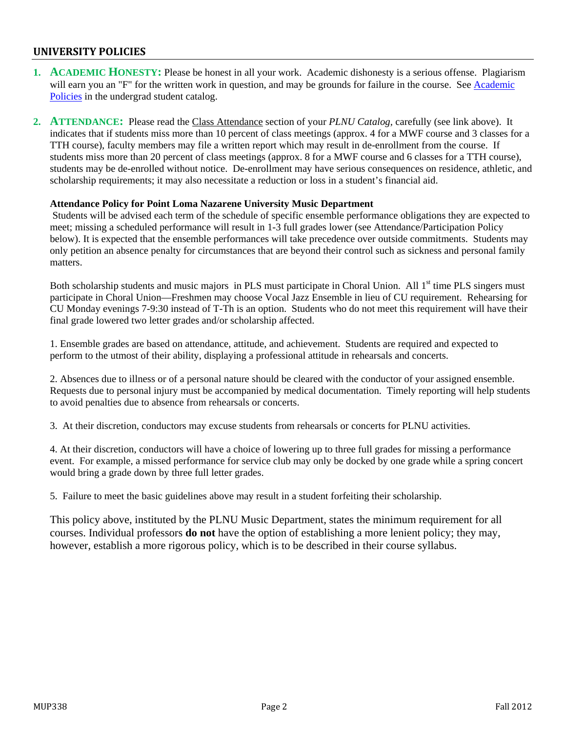## UNIVERSITY POLICIES

1. **ACADEMIC HONESTY:** Please be honest in all your work. Academic dishonesty is a serious offense. Plagiarism will earn you an "F" for the written work in question, and may be grounds for failure in the course. See Academic Policies in the undergrad student catalog.

2. **ATTENDANCE:** Please read the Class Attendance section of your *PLNU Catalog,* carefully (see link above). It indicates that if students miss more than 10 percent of class meetings (approx. 4 for a MWF course and 3 classes for a TTH course), faculty members may file a written report which may result in de-enrollment from the course. If students miss more than 20 percent of class meetings (approx. 8 for a MWF course and 6 classes for a TTH course), students may be de-enrolled without notice. De-enrollment may have serious consequences on residence, athletic, and scholarship requirements; it may also necessitate a reduction or loss in a student's financial aid.

   **Attendance Policy for Point Loma Nazarene University Music Department**
   Students will be advised each term of the schedule of specific ensemble performance obligations they are expected to meet; missing a scheduled performance will result in 1-3 full grades lower (see Attendance/Participation Policy below). It is expected that the ensemble performances will take precedence over outside commitments. Students may only petition an absence penalty for circumstances that are beyond their control such as sickness and personal family matters.

   Both scholarship students and music majors in PLS must participate in Choral Union. All 1st time PLS singers must participate in Choral Union—Freshmen may choose Vocal Jazz Ensemble in lieu of CU requirement. Rehearsing for CU Monday evenings 7-9:30 instead of T-Th is an option. Students who do not meet this requirement will have their final grade lowered two letter grades and/or scholarship affected.

   1. Ensemble grades are based on attendance, attitude, and achievement. Students are required and expected to perform to the utmost of their ability, displaying a professional attitude in rehearsals and concerts.

   2. Absences due to illness or of a personal nature should be cleared with the conductor of your assigned ensemble. Requests due to personal injury must be accompanied by medical documentation. Timely reporting will help students to avoid penalties due to absence from rehearsals or concerts.

   3. At their discretion, conductors may excuse students from rehearsals or concerts for PLNU activities.

   4. At their discretion, conductors will have a choice of lowering up to three full grades for missing a performance event. For example, a missed performance for service club may only be docked by one grade while a spring concert would bring a grade down by three full letter grades.

   5. Failure to meet the basic guidelines above may result in a student forfeiting their scholarship.

   This policy above, instituted by the PLNU Music Department, states the minimum requirement for all courses. Individual professors **do not** have the option of establishing a more lenient policy; they may, however, establish a more rigorous policy, which is to be described in their course syllabus.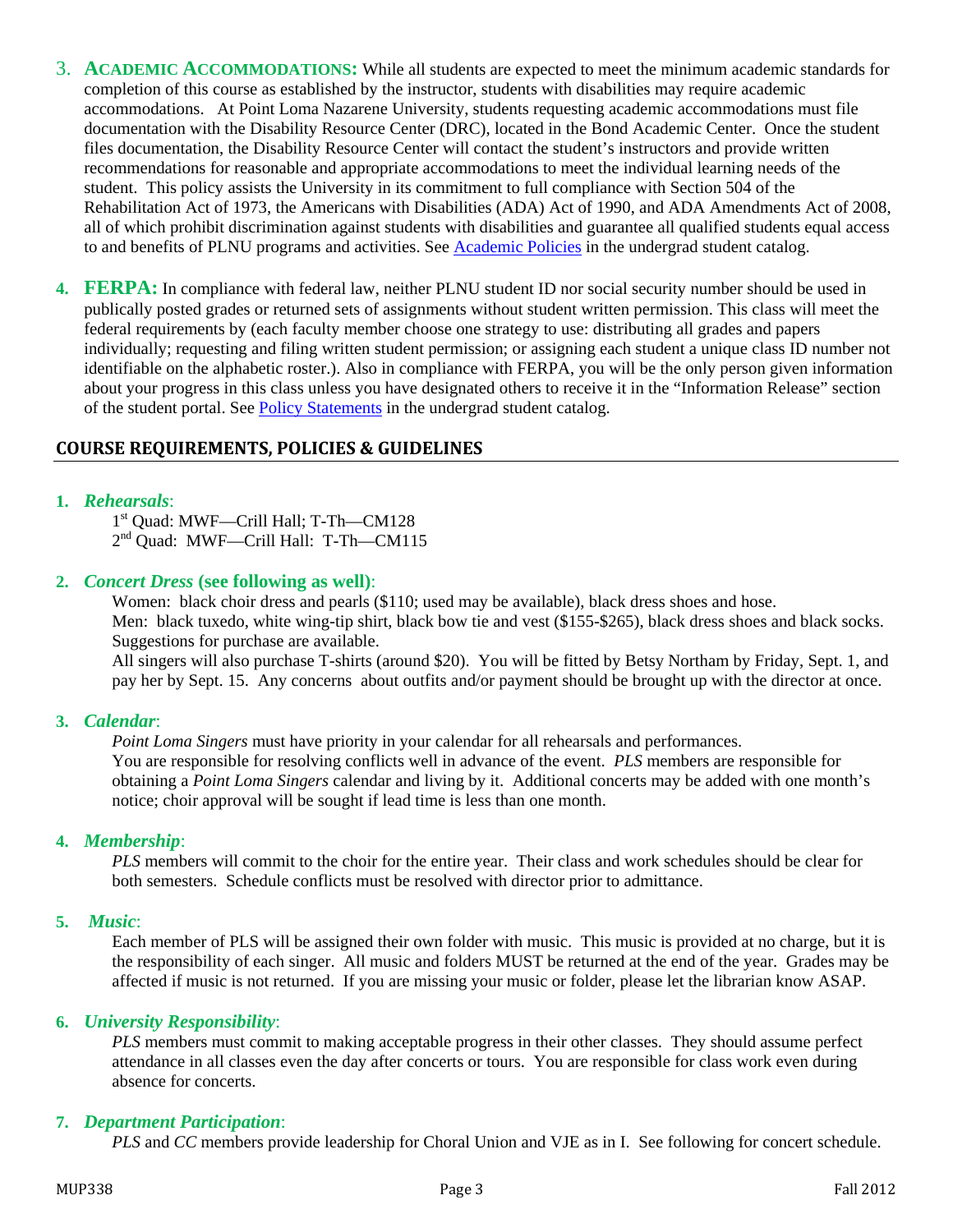3. **Academic Accommodations:** While all students are expected to meet the minimum academic standards for completion of this course as established by the instructor, students with disabilities may require academic accommodations. At Point Loma Nazarene University, students requesting academic accommodations must file documentation with the Disability Resource Center (DRC), located in the Bond Academic Center. Once the student files documentation, the Disability Resource Center will contact the student's instructors and provide written recommendations for reasonable and appropriate accommodations to meet the individual learning needs of the student. This policy assists the University in its commitment to full compliance with Section 504 of the Rehabilitation Act of 1973, the Americans with Disabilities (ADA) Act of 1990, and ADA Amendments Act of 2008, all of which prohibit discrimination against students with disabilities and guarantee all qualified students equal access to and benefits of PLNU programs and activities. See Academic Policies in the undergrad student catalog.

4. **FERPA:** In compliance with federal law, neither PLNU student ID nor social security number should be used in publically posted grades or returned sets of assignments without student written permission. This class will meet the federal requirements by (each faculty member choose one strategy to use: distributing all grades and papers individually; requesting and filing written student permission; or assigning each student a unique class ID number not identifiable on the alphabetic roster.). Also in compliance with FERPA, you will be the only person given information about your progress in this class unless you have designated others to receive it in the "Information Release" section of the student portal. See Policy Statements in the undergrad student catalog.

## COURSE REQUIREMENTS, POLICIES & GUIDELINES

1. ***Rehearsals***:
   1st Quad: MWF—Crill Hall; T-Th—CM128
   2nd Quad: MWF—Crill Hall: T-Th—CM115

2. ***Concert Dress* (see following as well)**:
   Women: black choir dress and pearls ($110; used may be available), black dress shoes and hose.
   Men: black tuxedo, white wing-tip shirt, black bow tie and vest ($155-$265), black dress shoes and black socks. Suggestions for purchase are available.
   All singers will also purchase T-shirts (around $20). You will be fitted by Betsy Northam by Friday, Sept. 1, and pay her by Sept. 15. Any concerns about outfits and/or payment should be brought up with the director at once.

3. ***Calendar***:
   *Point Loma Singers* must have priority in your calendar for all rehearsals and performances.
   You are responsible for resolving conflicts well in advance of the event. *PLS* members are responsible for obtaining a *Point Loma Singers* calendar and living by it. Additional concerts may be added with one month's notice; choir approval will be sought if lead time is less than one month.

4. ***Membership***:
   *PLS* members will commit to the choir for the entire year. Their class and work schedules should be clear for both semesters. Schedule conflicts must be resolved with director prior to admittance.

5. ***Music***:
   Each member of PLS will be assigned their own folder with music. This music is provided at no charge, but it is the responsibility of each singer. All music and folders MUST be returned at the end of the year. Grades may be affected if music is not returned. If you are missing your music or folder, please let the librarian know ASAP.

6. ***University Responsibility***:
   *PLS* members must commit to making acceptable progress in their other classes. They should assume perfect attendance in all classes even the day after concerts or tours. You are responsible for class work even during absence for concerts.

7. ***Department Participation***:
   *PLS* and *CC* members provide leadership for Choral Union and VJE as in I. See following for concert schedule.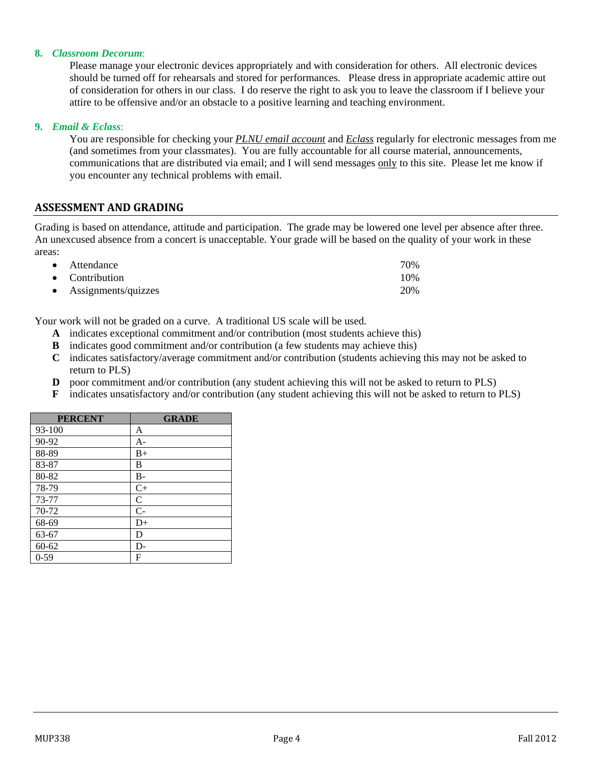**8.** ***Classroom Decorum***:

Please manage your electronic devices appropriately and with consideration for others. All electronic devices should be turned off for rehearsals and stored for performances. Please dress in appropriate academic attire out of consideration for others in our class. I do reserve the right to ask you to leave the classroom if I believe your attire to be offensive and/or an obstacle to a positive learning and teaching environment.

**9.** ***Email & Eclass***:

You are responsible for checking your ***PLNU email account*** and *Eclass* regularly for electronic messages from me (and sometimes from your classmates). You are fully accountable for all course material, announcements, communications that are distributed via email; and I will send messages only to this site. Please let me know if you encounter any technical problems with email.

## ASSESSMENT AND GRADING

Grading is based on attendance, attitude and participation. The grade may be lowered one level per absence after three. An unexcused absence from a concert is unacceptable. Your grade will be based on the quality of your work in these areas:

- Attendance 70%
- Contribution 10%
- Assignments/quizzes 20%

Your work will not be graded on a curve. A traditional US scale will be used.

- **A** indicates exceptional commitment and/or contribution (most students achieve this)
- **B** indicates good commitment and/or contribution (a few students may achieve this)
- **C** indicates satisfactory/average commitment and/or contribution (students achieving this may not be asked to return to PLS)
- **D** poor commitment and/or contribution (any student achieving this will not be asked to return to PLS)
- **F** indicates unsatisfactory and/or contribution (any student achieving this will not be asked to return to PLS)

| PERCENT | GRADE |
|---|---|
| 93-100 | A |
| 90-92 | A- |
| 88-89 | B+ |
| 83-87 | B |
| 80-82 | B- |
| 78-79 | C+ |
| 73-77 | C |
| 70-72 | C- |
| 68-69 | D+ |
| 63-67 | D |
| 60-62 | D- |
| 0-59 | F |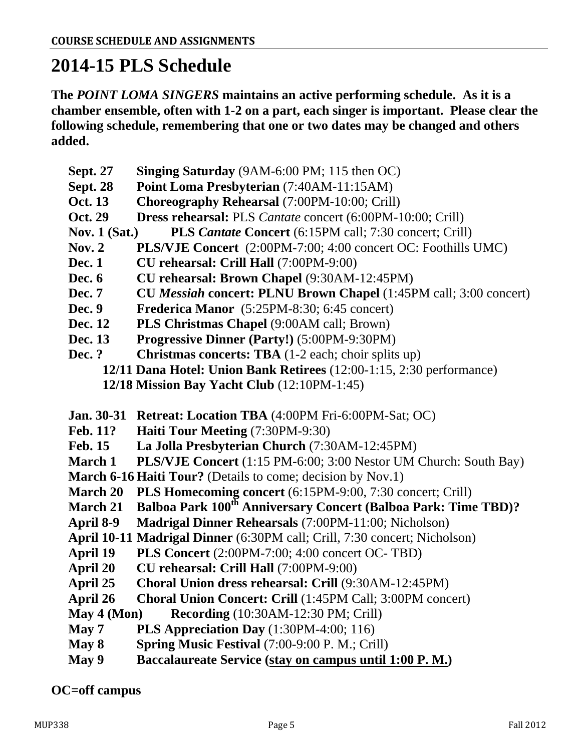**COURSE SCHEDULE AND ASSIGNMENTS**

# 2014-15 PLS Schedule

**The *POINT LOMA SINGERS* maintains an active performing schedule. As it is a chamber ensemble, often with 1-2 on a part, each singer is important. Please clear the following schedule, remembering that one or two dates may be changed and others added.**

- **Sept. 27** **Singing Saturday** (9AM-6:00 PM; 115 then OC)
- **Sept. 28** **Point Loma Presbyterian** (7:40AM-11:15AM)
- **Oct. 13** **Choreography Rehearsal** (7:00PM-10:00; Crill)
- **Oct. 29** **Dress rehearsal:** PLS *Cantate* concert (6:00PM-10:00; Crill)
- **Nov. 1 (Sat.)** **PLS *Cantate* Concert** (6:15PM call; 7:30 concert; Crill)
- **Nov. 2** **PLS/VJE Concert** (2:00PM-7:00; 4:00 concert OC: Foothills UMC)
- **Dec. 1** **CU rehearsal: Crill Hall** (7:00PM-9:00)
- **Dec. 6** **CU rehearsal: Brown Chapel** (9:30AM-12:45PM)
- **Dec. 7** **CU *Messiah* concert: PLNU Brown Chapel** (1:45PM call; 3:00 concert)
- **Dec. 9** **Frederica Manor** (5:25PM-8:30; 6:45 concert)
- **Dec. 12** **PLS Christmas Chapel** (9:00AM call; Brown)
- **Dec. 13** **Progressive Dinner (Party!)** (5:00PM-9:30PM)
- **Dec. ?** **Christmas concerts: TBA** (1-2 each; choir splits up)
  - **12/11 Dana Hotel: Union Bank Retirees** (12:00-1:15, 2:30 performance)
  - **12/18 Mission Bay Yacht Club** (12:10PM-1:45)

- **Jan. 30-31** **Retreat: Location TBA** (4:00PM Fri-6:00PM-Sat; OC)
- **Feb. 11?** **Haiti Tour Meeting** (7:30PM-9:30)
- **Feb. 15** **La Jolla Presbyterian Church** (7:30AM-12:45PM)
- **March 1** **PLS/VJE Concert** (1:15 PM-6:00; 3:00 Nestor UM Church: South Bay)
- **March 6-16** **Haiti Tour?** (Details to come; decision by Nov.1)
- **March 20** **PLS Homecoming concert** (6:15PM-9:00, 7:30 concert; Crill)
- **March 21** **Balboa Park 100th Anniversary Concert (Balboa Park: Time TBD)?**
- **April 8-9** **Madrigal Dinner Rehearsals** (7:00PM-11:00; Nicholson)
- **April 10-11** **Madrigal Dinner** (6:30PM call; Crill, 7:30 concert; Nicholson)
- **April 19** **PLS Concert** (2:00PM-7:00; 4:00 concert OC- TBD)
- **April 20** **CU rehearsal: Crill Hall** (7:00PM-9:00)
- **April 25** **Choral Union dress rehearsal: Crill** (9:30AM-12:45PM)
- **April 26** **Choral Union Concert: Crill** (1:45PM Call; 3:00PM concert)
- **May 4 (Mon)** **Recording** (10:30AM-12:30 PM; Crill)
- **May 7** **PLS Appreciation Day** (1:30PM-4:00; 116)
- **May 8** **Spring Music Festival** (7:00-9:00 P. M.; Crill)
- **May 9** **Baccalaureate Service (stay on campus until 1:00 P. M.)**

**OC=off campus**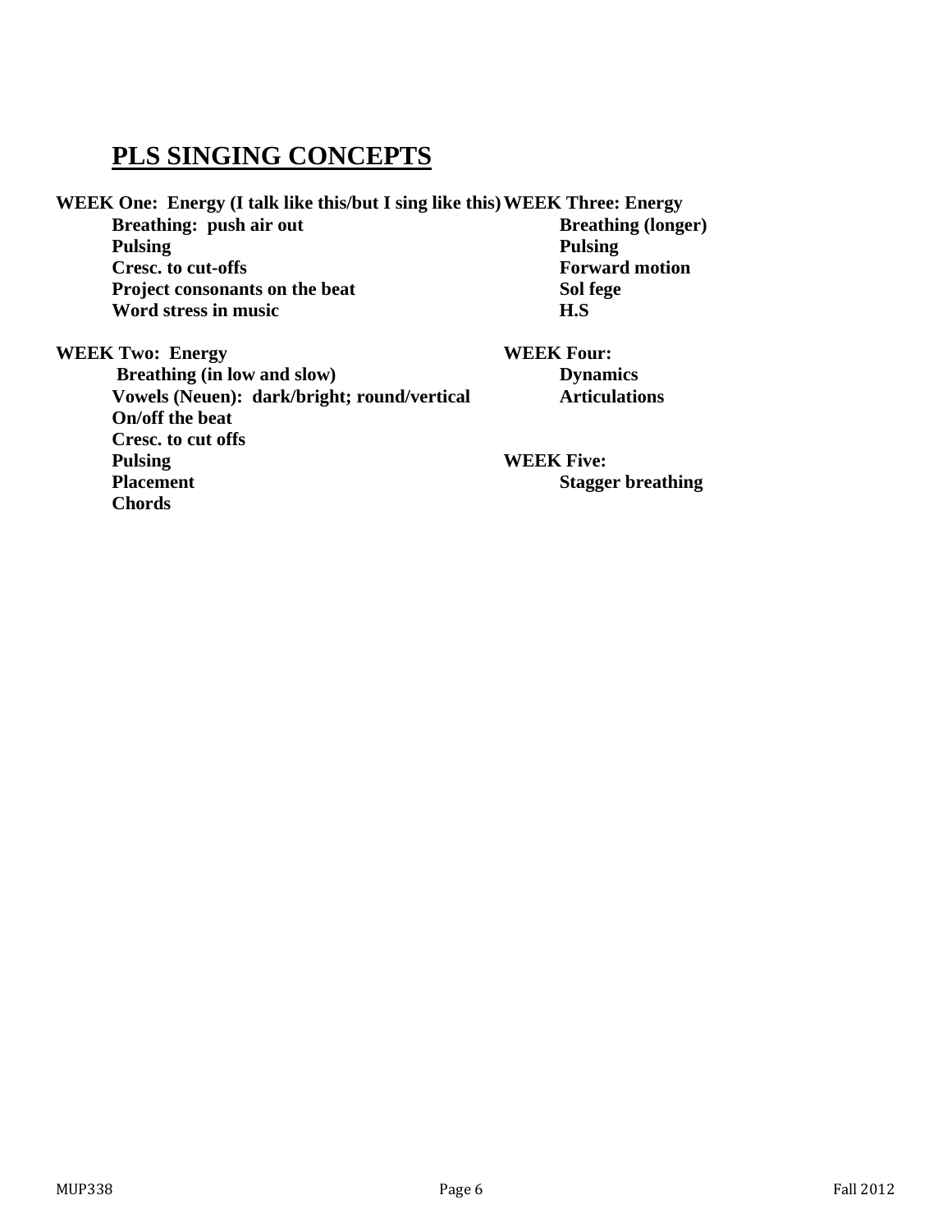# PLS SINGING CONCEPTS

**WEEK One: Energy (I talk like this/but I sing like this)**

- **Breathing: push air out**
- **Pulsing**
- **Cresc. to cut-offs**
- **Project consonants on the beat**
- **Word stress in music**

**WEEK Two: Energy**

- **Breathing (in low and slow)**
- **Vowels (Neuen): dark/bright; round/vertical**
- **On/off the beat**
- **Cresc. to cut offs**
- **Pulsing**
- **Placement**
- **Chords**

**WEEK Three: Energy**

- **Breathing (longer)**
- **Pulsing**
- **Forward motion**
- **Sol fege**
- **H.S**

**WEEK Four:**

- **Dynamics**
- **Articulations**

**WEEK Five:**

- **Stagger breathing**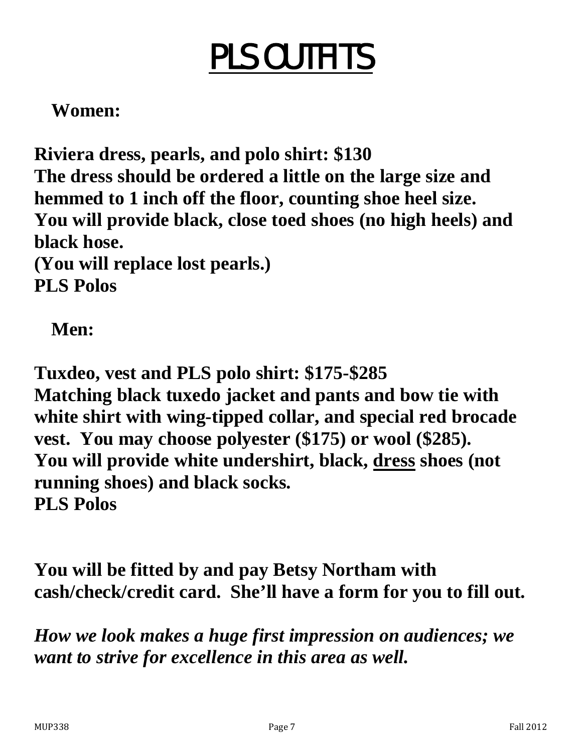# PLS OUTFITS

**Women:**

**Riviera dress, pearls, and polo shirt: $130**
**The dress should be ordered a little on the large size and hemmed to 1 inch off the floor, counting shoe heel size.**
**You will provide black, close toed shoes (no high heels) and black hose.**
**(You will replace lost pearls.)**
**PLS Polos**

**Men:**

**Tuxdeo, vest and PLS polo shirt: $175-$285**
**Matching black tuxedo jacket and pants and bow tie with white shirt with wing-tipped collar, and special red brocade vest. You may choose polyester ($175) or wool ($285).**
**You will provide white undershirt, black, <u>dress</u> shoes (not running shoes) and black socks.**
**PLS Polos**

**You will be fitted by and pay Betsy Northam with cash/check/credit card. She'll have a form for you to fill out.**

***How we look makes a huge first impression on audiences; we want to strive for excellence in this area as well.***